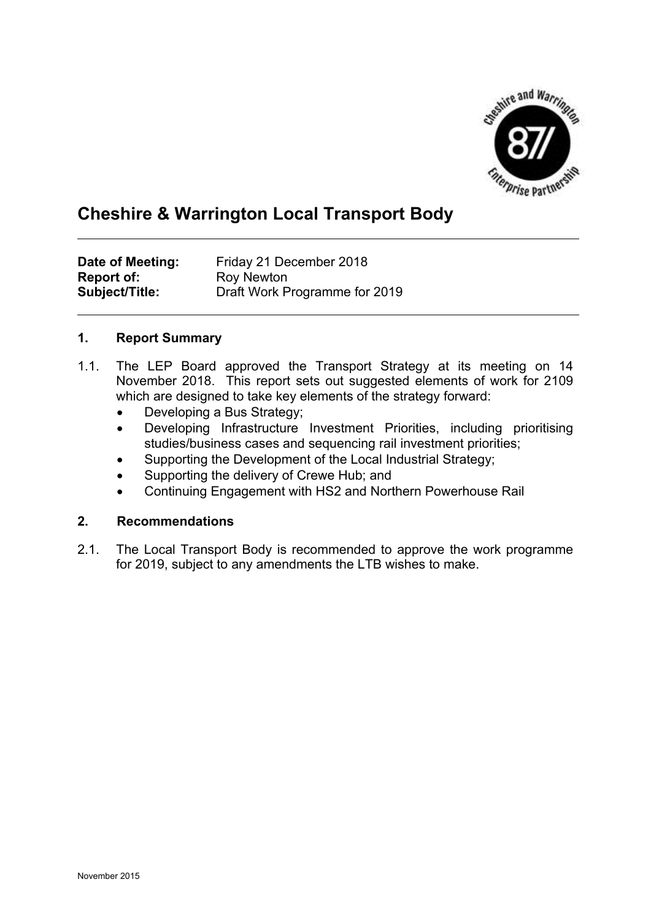# Cheshire & Warrington Local Transport Body

**Date of Meeting:** Friday 21 December 2018
**Report of:** Roy Newton
**Subject/Title:** Draft Work Programme for 2019

## 1. Report Summary

1.1. The LEP Board approved the Transport Strategy at its meeting on 14 November 2018. This report sets out suggested elements of work for 2109 which are designed to take key elements of the strategy forward:

- Developing a Bus Strategy;
- Developing Infrastructure Investment Priorities, including prioritising studies/business cases and sequencing rail investment priorities;
- Supporting the Development of the Local Industrial Strategy;
- Supporting the delivery of Crewe Hub; and
- Continuing Engagement with HS2 and Northern Powerhouse Rail

## 2. Recommendations

2.1. The Local Transport Body is recommended to approve the work programme for 2019, subject to any amendments the LTB wishes to make.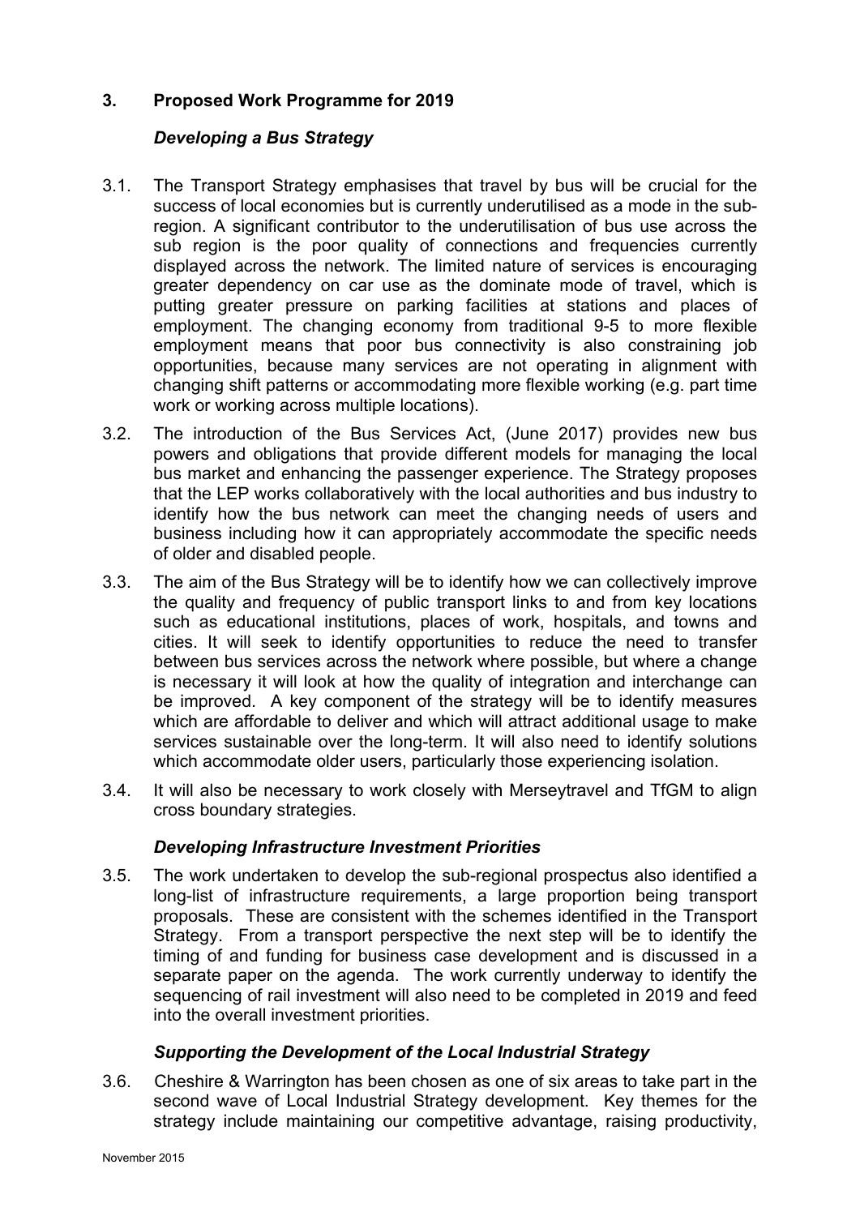## 3. Proposed Work Programme for 2019

### *Developing a Bus Strategy*

3.1. The Transport Strategy emphasises that travel by bus will be crucial for the success of local economies but is currently underutilised as a mode in the sub-region. A significant contributor to the underutilisation of bus use across the sub region is the poor quality of connections and frequencies currently displayed across the network. The limited nature of services is encouraging greater dependency on car use as the dominate mode of travel, which is putting greater pressure on parking facilities at stations and places of employment. The changing economy from traditional 9-5 to more flexible employment means that poor bus connectivity is also constraining job opportunities, because many services are not operating in alignment with changing shift patterns or accommodating more flexible working (e.g. part time work or working across multiple locations).

3.2. The introduction of the Bus Services Act, (June 2017) provides new bus powers and obligations that provide different models for managing the local bus market and enhancing the passenger experience. The Strategy proposes that the LEP works collaboratively with the local authorities and bus industry to identify how the bus network can meet the changing needs of users and business including how it can appropriately accommodate the specific needs of older and disabled people.

3.3. The aim of the Bus Strategy will be to identify how we can collectively improve the quality and frequency of public transport links to and from key locations such as educational institutions, places of work, hospitals, and towns and cities. It will seek to identify opportunities to reduce the need to transfer between bus services across the network where possible, but where a change is necessary it will look at how the quality of integration and interchange can be improved. A key component of the strategy will be to identify measures which are affordable to deliver and which will attract additional usage to make services sustainable over the long-term. It will also need to identify solutions which accommodate older users, particularly those experiencing isolation.

3.4. It will also be necessary to work closely with Merseytravel and TfGM to align cross boundary strategies.

### *Developing Infrastructure Investment Priorities*

3.5. The work undertaken to develop the sub-regional prospectus also identified a long-list of infrastructure requirements, a large proportion being transport proposals. These are consistent with the schemes identified in the Transport Strategy. From a transport perspective the next step will be to identify the timing of and funding for business case development and is discussed in a separate paper on the agenda. The work currently underway to identify the sequencing of rail investment will also need to be completed in 2019 and feed into the overall investment priorities.

### *Supporting the Development of the Local Industrial Strategy*

3.6. Cheshire & Warrington has been chosen as one of six areas to take part in the second wave of Local Industrial Strategy development. Key themes for the strategy include maintaining our competitive advantage, raising productivity,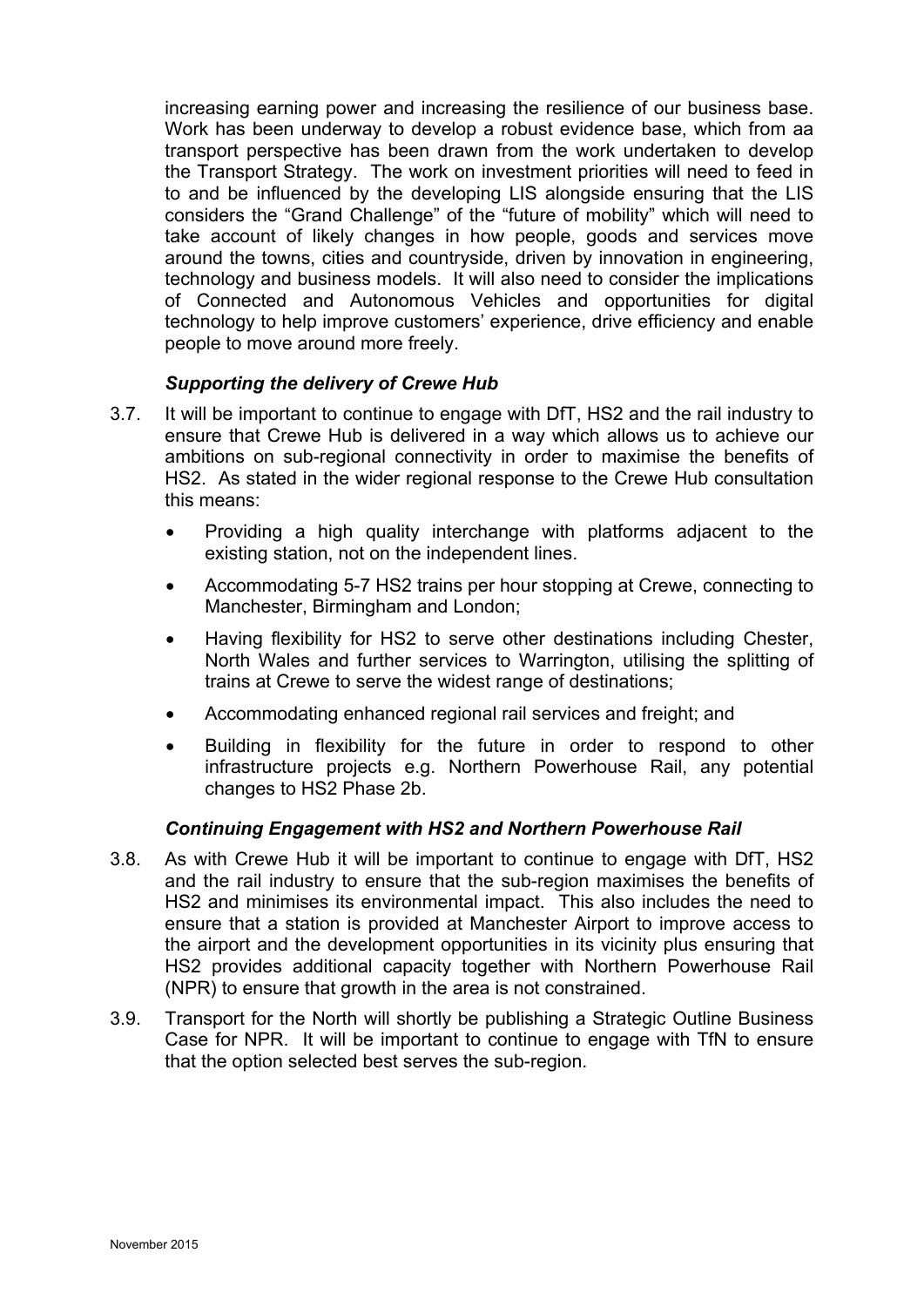increasing earning power and increasing the resilience of our business base. Work has been underway to develop a robust evidence base, which from aa transport perspective has been drawn from the work undertaken to develop the Transport Strategy. The work on investment priorities will need to feed in to and be influenced by the developing LIS alongside ensuring that the LIS considers the "Grand Challenge" of the "future of mobility" which will need to take account of likely changes in how people, goods and services move around the towns, cities and countryside, driven by innovation in engineering, technology and business models. It will also need to consider the implications of Connected and Autonomous Vehicles and opportunities for digital technology to help improve customers' experience, drive efficiency and enable people to move around more freely.

***Supporting the delivery of Crewe Hub***

3.7. It will be important to continue to engage with DfT, HS2 and the rail industry to ensure that Crewe Hub is delivered in a way which allows us to achieve our ambitions on sub-regional connectivity in order to maximise the benefits of HS2. As stated in the wider regional response to the Crewe Hub consultation this means:

- Providing a high quality interchange with platforms adjacent to the existing station, not on the independent lines.
- Accommodating 5-7 HS2 trains per hour stopping at Crewe, connecting to Manchester, Birmingham and London;
- Having flexibility for HS2 to serve other destinations including Chester, North Wales and further services to Warrington, utilising the splitting of trains at Crewe to serve the widest range of destinations;
- Accommodating enhanced regional rail services and freight; and
- Building in flexibility for the future in order to respond to other infrastructure projects e.g. Northern Powerhouse Rail, any potential changes to HS2 Phase 2b.

***Continuing Engagement with HS2 and Northern Powerhouse Rail***

3.8. As with Crewe Hub it will be important to continue to engage with DfT, HS2 and the rail industry to ensure that the sub-region maximises the benefits of HS2 and minimises its environmental impact. This also includes the need to ensure that a station is provided at Manchester Airport to improve access to the airport and the development opportunities in its vicinity plus ensuring that HS2 provides additional capacity together with Northern Powerhouse Rail (NPR) to ensure that growth in the area is not constrained.

3.9. Transport for the North will shortly be publishing a Strategic Outline Business Case for NPR. It will be important to continue to engage with TfN to ensure that the option selected best serves the sub-region.